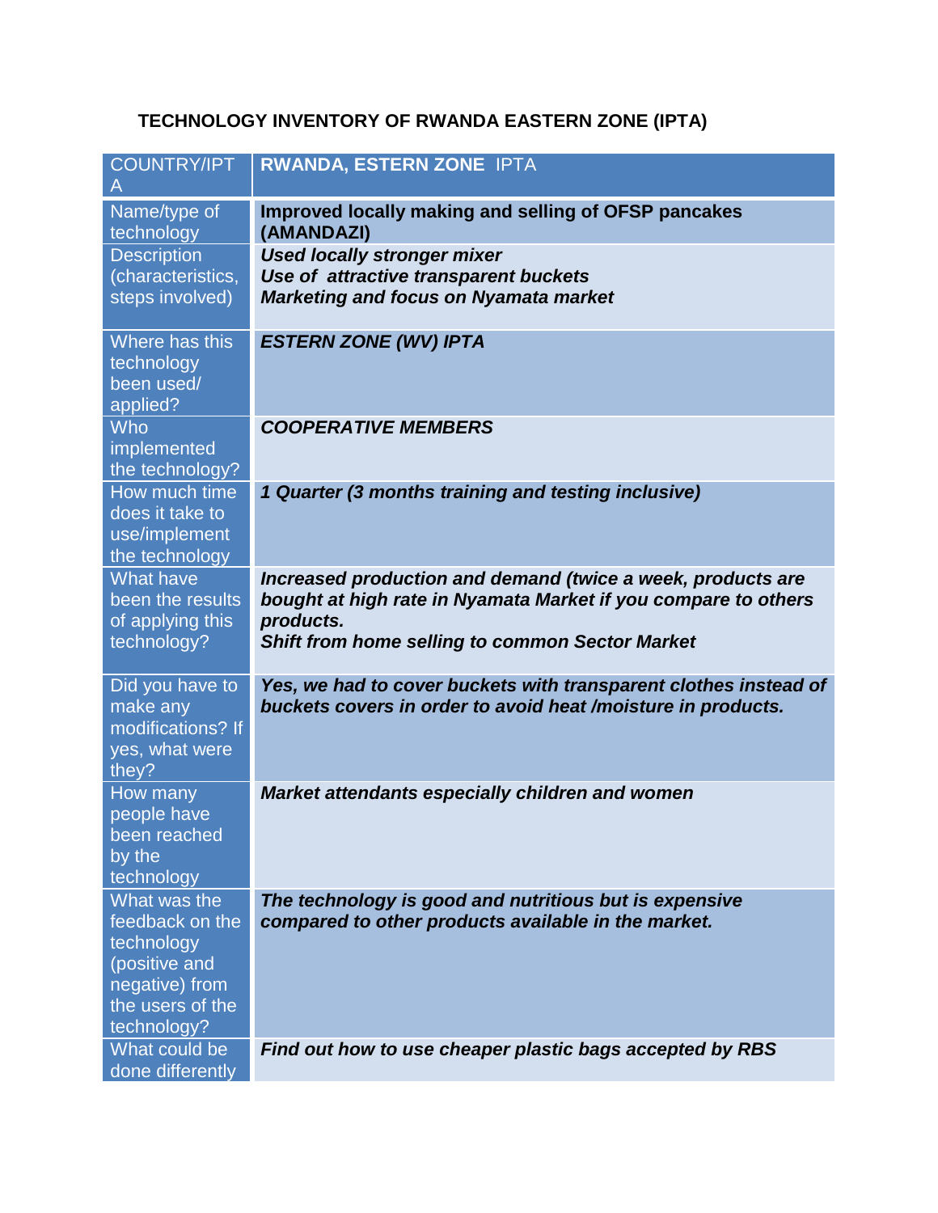**TECHNOLOGY INVENTORY OF RWANDA EASTERN ZONE (IPTA)**

| COUNTRY/IPTA | **RWANDA, ESTERN ZONE** IPTA |
|---|---|
| Name/type of technology | **Improved locally making and selling of OFSP pancakes (AMANDAZI)** |
| Description (characteristics, steps involved) | ***Used locally stronger mixer***<br>***Use of attractive transparent buckets***<br>***Marketing and focus on Nyamata market*** |
| Where has this technology been used/ applied? | ***ESTERN ZONE (WV) IPTA*** |
| Who implemented the technology? | ***COOPERATIVE MEMBERS*** |
| How much time does it take to use/implement the technology | ***1 Quarter (3 months training and testing inclusive)*** |
| What have been the results of applying this technology? | ***Increased production and demand (twice a week, products are bought at high rate in Nyamata Market if you compare to others products.***<br>***Shift from home selling to common Sector Market*** |
| Did you have to make any modifications? If yes, what were they? | ***Yes, we had to cover buckets with transparent clothes instead of buckets covers in order to avoid heat /moisture in products.*** |
| How many people have been reached by the technology | ***Market attendants especially children and women*** |
| What was the feedback on the technology (positive and negative) from the users of the technology? | ***The technology is good and nutritious but is expensive compared to other products available in the market.*** |
| What could be done differently | ***Find out how to use cheaper plastic bags accepted by RBS*** |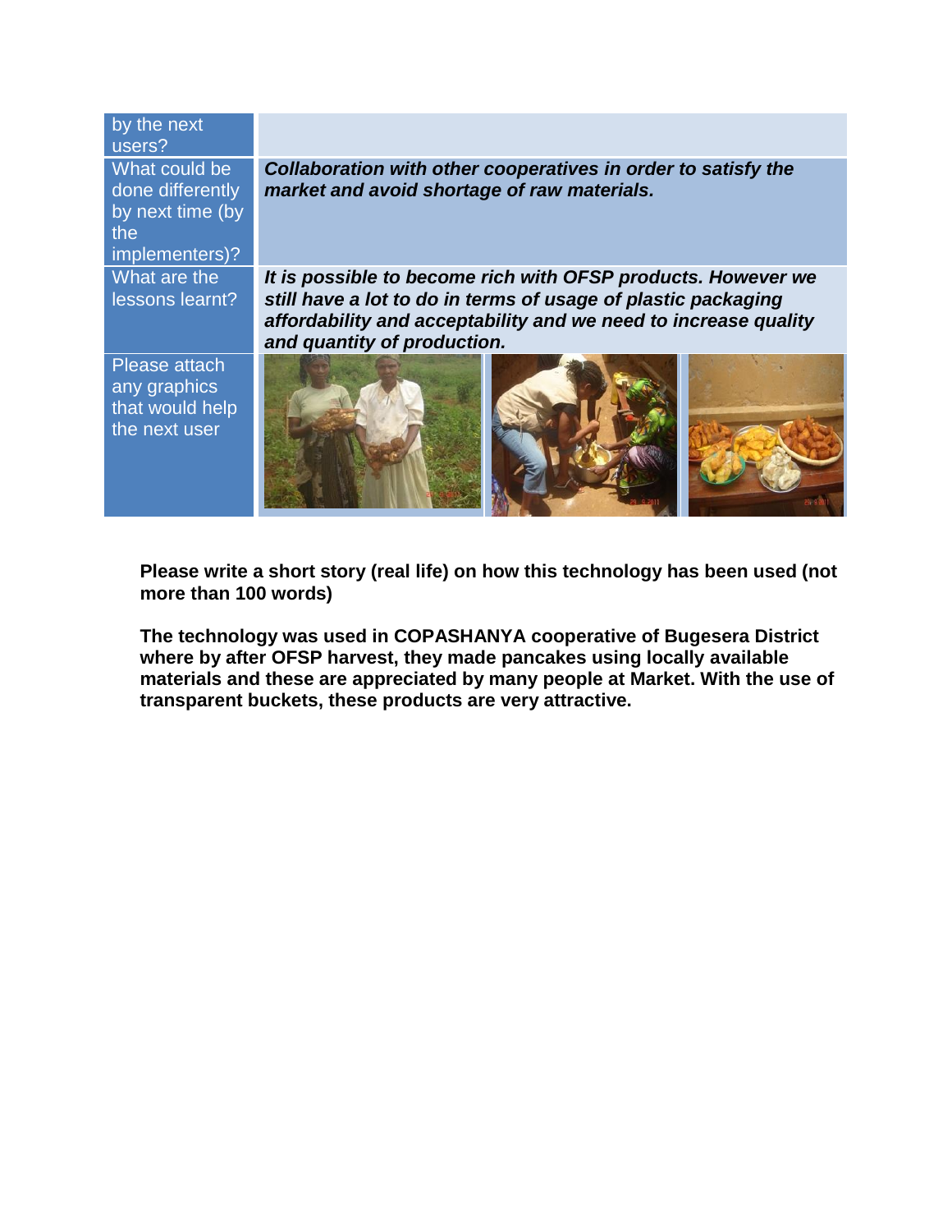| | |
|---|---|
| by the next users? | |
| What could be done differently by next time (by the implementers)? | ***Collaboration with other cooperatives in order to satisfy the market and avoid shortage of raw materials.*** |
| What are the lessons learnt? | ***It is possible to become rich with OFSP products. However we still have a lot to do in terms of usage of plastic packaging affordability and acceptability and we need to increase quality and quantity of production.*** |
| Please attach any graphics that would help the next user | |

**Please write a short story (real life) on how this technology has been used (not more than 100 words)**

**The technology was used in COPASHANYA cooperative of Bugesera District where by after OFSP harvest, they made pancakes using locally available materials and these are appreciated by many people at Market. With the use of transparent buckets, these products are very attractive.**